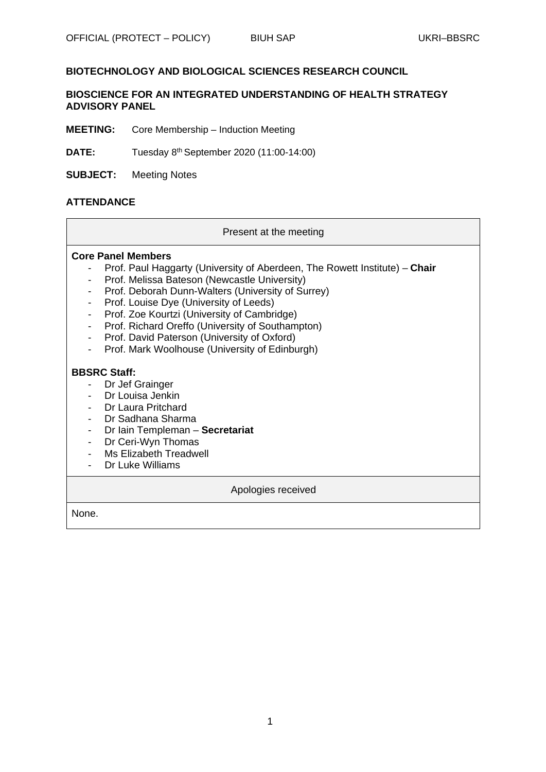**BIOTECHNOLOGY AND BIOLOGICAL SCIENCES RESEARCH COUNCIL**

**BIOSCIENCE FOR AN INTEGRATED UNDERSTANDING OF HEALTH STRATEGY ADVISORY PANEL**

**MEETING:** Core Membership – Induction Meeting

**DATE:** Tuesday 8th September 2020 (11:00-14:00)

**SUBJECT:** Meeting Notes

**ATTENDANCE**

| Present at the meeting |
| --- |
| **Core Panel Members**<br>- Prof. Paul Haggarty (University of Aberdeen, The Rowett Institute) – **Chair**<br>- Prof. Melissa Bateson (Newcastle University)<br>- Prof. Deborah Dunn-Walters (University of Surrey)<br>- Prof. Louise Dye (University of Leeds)<br>- Prof. Zoe Kourtzi (University of Cambridge)<br>- Prof. Richard Oreffo (University of Southampton)<br>- Prof. David Paterson (University of Oxford)<br>- Prof. Mark Woolhouse (University of Edinburgh)<br><br>**BBSRC Staff:**<br>- Dr Jef Grainger<br>- Dr Louisa Jenkin<br>- Dr Laura Pritchard<br>- Dr Sadhana Sharma<br>- Dr Iain Templeman – **Secretariat**<br>- Dr Ceri-Wyn Thomas<br>- Ms Elizabeth Treadwell<br>- Dr Luke Williams |
| Apologies received |
| None. |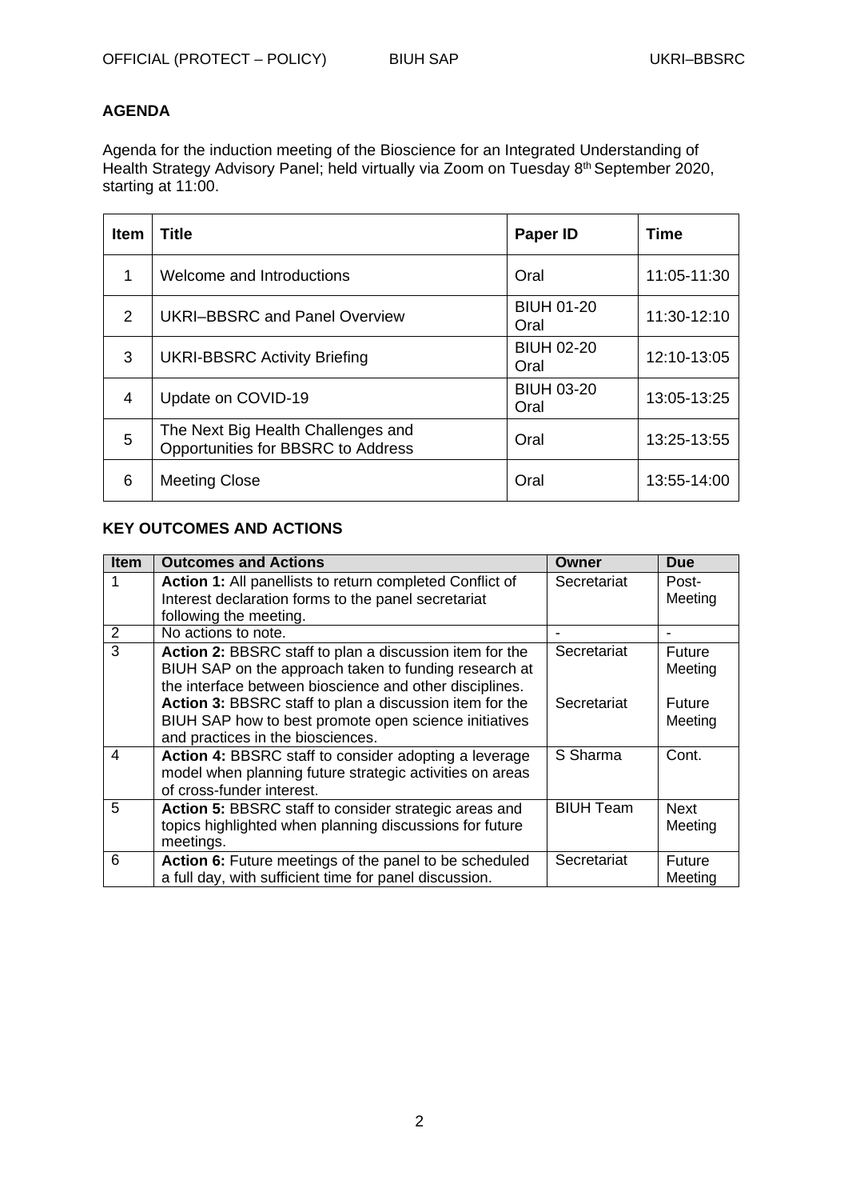**AGENDA**

Agenda for the induction meeting of the Bioscience for an Integrated Understanding of Health Strategy Advisory Panel; held virtually via Zoom on Tuesday 8th September 2020, starting at 11:00.

| Item | Title | Paper ID | Time |
|---|---|---|---|
| 1 | Welcome and Introductions | Oral | 11:05-11:30 |
| 2 | UKRI–BBSRC and Panel Overview | BIUH 01-20 Oral | 11:30-12:10 |
| 3 | UKRI-BBSRC Activity Briefing | BIUH 02-20 Oral | 12:10-13:05 |
| 4 | Update on COVID-19 | BIUH 03-20 Oral | 13:05-13:25 |
| 5 | The Next Big Health Challenges and Opportunities for BBSRC to Address | Oral | 13:25-13:55 |
| 6 | Meeting Close | Oral | 13:55-14:00 |

**KEY OUTCOMES AND ACTIONS**

| Item | Outcomes and Actions | Owner | Due |
|---|---|---|---|
| 1 | **Action 1:** All panellists to return completed Conflict of Interest declaration forms to the panel secretariat following the meeting. | Secretariat | Post-Meeting |
| 2 | No actions to note. | - | - |
| 3 | **Action 2:** BBSRC staff to plan a discussion item for the BIUH SAP on the approach taken to funding research at the interface between bioscience and other disciplines.<br>**Action 3:** BBSRC staff to plan a discussion item for the BIUH SAP how to best promote open science initiatives and practices in the biosciences. | Secretariat<br><br>Secretariat | Future Meeting<br><br>Future Meeting |
| 4 | **Action 4:** BBSRC staff to consider adopting a leverage model when planning future strategic activities on areas of cross-funder interest. | S Sharma | Cont. |
| 5 | **Action 5:** BBSRC staff to consider strategic areas and topics highlighted when planning discussions for future meetings. | BIUH Team | Next Meeting |
| 6 | **Action 6:** Future meetings of the panel to be scheduled a full day, with sufficient time for panel discussion. | Secretariat | Future Meeting |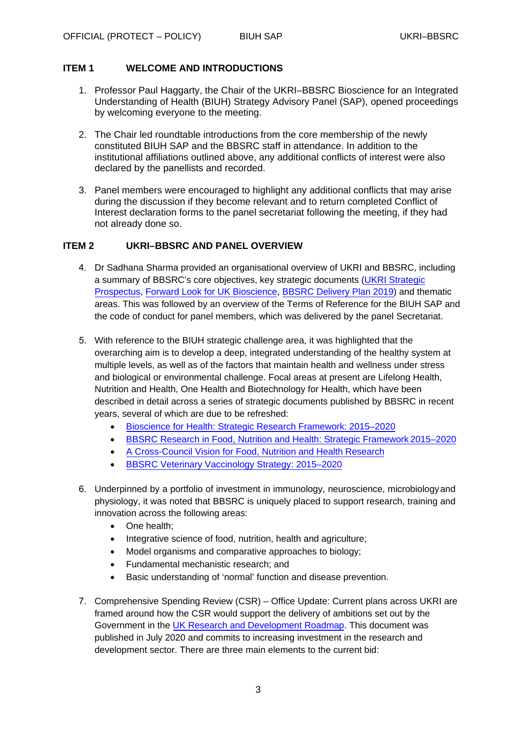## ITEM 1 WELCOME AND INTRODUCTIONS

1. Professor Paul Haggarty, the Chair of the UKRI–BBSRC Bioscience for an Integrated Understanding of Health (BIUH) Strategy Advisory Panel (SAP), opened proceedings by welcoming everyone to the meeting.

2. The Chair led roundtable introductions from the core membership of the newly constituted BIUH SAP and the BBSRC staff in attendance. In addition to the institutional affiliations outlined above, any additional conflicts of interest were also declared by the panellists and recorded.

3. Panel members were encouraged to highlight any additional conflicts that may arise during the discussion if they become relevant and to return completed Conflict of Interest declaration forms to the panel secretariat following the meeting, if they had not already done so.

## ITEM 2 UKRI–BBSRC AND PANEL OVERVIEW

4. Dr Sadhana Sharma provided an organisational overview of UKRI and BBSRC, including a summary of BBSRC's core objectives, key strategic documents (UKRI Strategic Prospectus, Forward Look for UK Bioscience, BBSRC Delivery Plan 2019) and thematic areas. This was followed by an overview of the Terms of Reference for the BIUH SAP and the code of conduct for panel members, which was delivered by the panel Secretariat.

5. With reference to the BIUH strategic challenge area, it was highlighted that the overarching aim is to develop a deep, integrated understanding of the healthy system at multiple levels, as well as of the factors that maintain health and wellness under stress and biological or environmental challenge. Focal areas at present are Lifelong Health, Nutrition and Health, One Health and Biotechnology for Health, which have been described in detail across a series of strategic documents published by BBSRC in recent years, several of which are due to be refreshed:
   - Bioscience for Health: Strategic Research Framework: 2015–2020
   - BBSRC Research in Food, Nutrition and Health: Strategic Framework 2015–2020
   - A Cross-Council Vision for Food, Nutrition and Health Research
   - BBSRC Veterinary Vaccinology Strategy: 2015–2020

6. Underpinned by a portfolio of investment in immunology, neuroscience, microbiology and physiology, it was noted that BBSRC is uniquely placed to support research, training and innovation across the following areas:
   - One health;
   - Integrative science of food, nutrition, health and agriculture;
   - Model organisms and comparative approaches to biology;
   - Fundamental mechanistic research; and
   - Basic understanding of 'normal' function and disease prevention.

7. Comprehensive Spending Review (CSR) – Office Update: Current plans across UKRI are framed around how the CSR would support the delivery of ambitions set out by the Government in the UK Research and Development Roadmap. This document was published in July 2020 and commits to increasing investment in the research and development sector. There are three main elements to the current bid: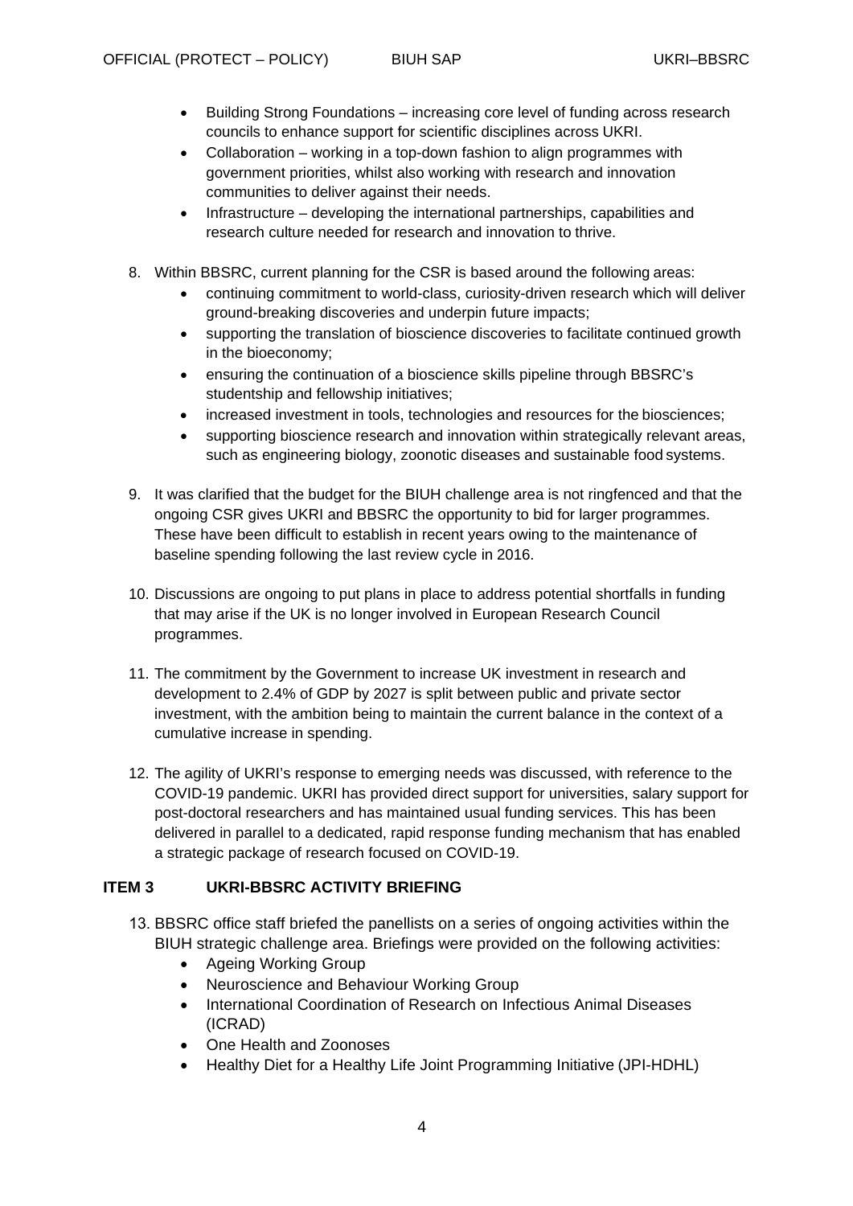- Building Strong Foundations – increasing core level of funding across research councils to enhance support for scientific disciplines across UKRI.
- Collaboration – working in a top-down fashion to align programmes with government priorities, whilst also working with research and innovation communities to deliver against their needs.
- Infrastructure – developing the international partnerships, capabilities and research culture needed for research and innovation to thrive.

8. Within BBSRC, current planning for the CSR is based around the following areas:
   - continuing commitment to world-class, curiosity-driven research which will deliver ground-breaking discoveries and underpin future impacts;
   - supporting the translation of bioscience discoveries to facilitate continued growth in the bioeconomy;
   - ensuring the continuation of a bioscience skills pipeline through BBSRC's studentship and fellowship initiatives;
   - increased investment in tools, technologies and resources for the biosciences;
   - supporting bioscience research and innovation within strategically relevant areas, such as engineering biology, zoonotic diseases and sustainable food systems.

9. It was clarified that the budget for the BIUH challenge area is not ringfenced and that the ongoing CSR gives UKRI and BBSRC the opportunity to bid for larger programmes. These have been difficult to establish in recent years owing to the maintenance of baseline spending following the last review cycle in 2016.

10. Discussions are ongoing to put plans in place to address potential shortfalls in funding that may arise if the UK is no longer involved in European Research Council programmes.

11. The commitment by the Government to increase UK investment in research and development to 2.4% of GDP by 2027 is split between public and private sector investment, with the ambition being to maintain the current balance in the context of a cumulative increase in spending.

12. The agility of UKRI's response to emerging needs was discussed, with reference to the COVID-19 pandemic. UKRI has provided direct support for universities, salary support for post-doctoral researchers and has maintained usual funding services. This has been delivered in parallel to a dedicated, rapid response funding mechanism that has enabled a strategic package of research focused on COVID-19.

## ITEM 3 UKRI-BBSRC ACTIVITY BRIEFING

13. BBSRC office staff briefed the panellists on a series of ongoing activities within the BIUH strategic challenge area. Briefings were provided on the following activities:
    - Ageing Working Group
    - Neuroscience and Behaviour Working Group
    - International Coordination of Research on Infectious Animal Diseases (ICRAD)
    - One Health and Zoonoses
    - Healthy Diet for a Healthy Life Joint Programming Initiative (JPI-HDHL)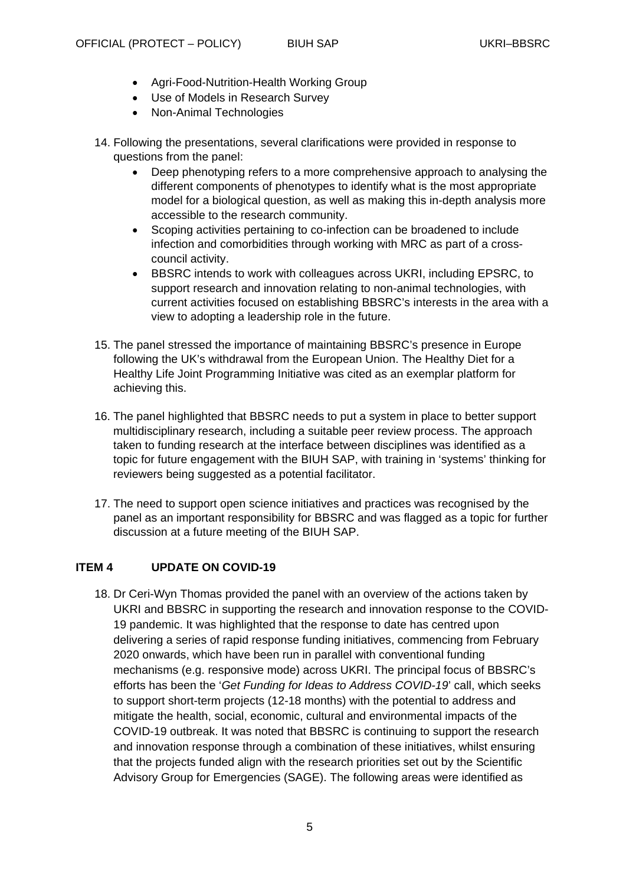- Agri-Food-Nutrition-Health Working Group
- Use of Models in Research Survey
- Non-Animal Technologies

14. Following the presentations, several clarifications were provided in response to questions from the panel:
    - Deep phenotyping refers to a more comprehensive approach to analysing the different components of phenotypes to identify what is the most appropriate model for a biological question, as well as making this in-depth analysis more accessible to the research community.
    - Scoping activities pertaining to co-infection can be broadened to include infection and comorbidities through working with MRC as part of a cross-council activity.
    - BBSRC intends to work with colleagues across UKRI, including EPSRC, to support research and innovation relating to non-animal technologies, with current activities focused on establishing BBSRC's interests in the area with a view to adopting a leadership role in the future.

15. The panel stressed the importance of maintaining BBSRC's presence in Europe following the UK's withdrawal from the European Union. The Healthy Diet for a Healthy Life Joint Programming Initiative was cited as an exemplar platform for achieving this.

16. The panel highlighted that BBSRC needs to put a system in place to better support multidisciplinary research, including a suitable peer review process. The approach taken to funding research at the interface between disciplines was identified as a topic for future engagement with the BIUH SAP, with training in 'systems' thinking for reviewers being suggested as a potential facilitator.

17. The need to support open science initiatives and practices was recognised by the panel as an important responsibility for BBSRC and was flagged as a topic for further discussion at a future meeting of the BIUH SAP.

## ITEM 4 UPDATE ON COVID-19

18. Dr Ceri-Wyn Thomas provided the panel with an overview of the actions taken by UKRI and BBSRC in supporting the research and innovation response to the COVID-19 pandemic. It was highlighted that the response to date has centred upon delivering a series of rapid response funding initiatives, commencing from February 2020 onwards, which have been run in parallel with conventional funding mechanisms (e.g. responsive mode) across UKRI. The principal focus of BBSRC's efforts has been the '*Get Funding for Ideas to Address COVID-19*' call, which seeks to support short-term projects (12-18 months) with the potential to address and mitigate the health, social, economic, cultural and environmental impacts of the COVID-19 outbreak. It was noted that BBSRC is continuing to support the research and innovation response through a combination of these initiatives, whilst ensuring that the projects funded align with the research priorities set out by the Scientific Advisory Group for Emergencies (SAGE). The following areas were identified as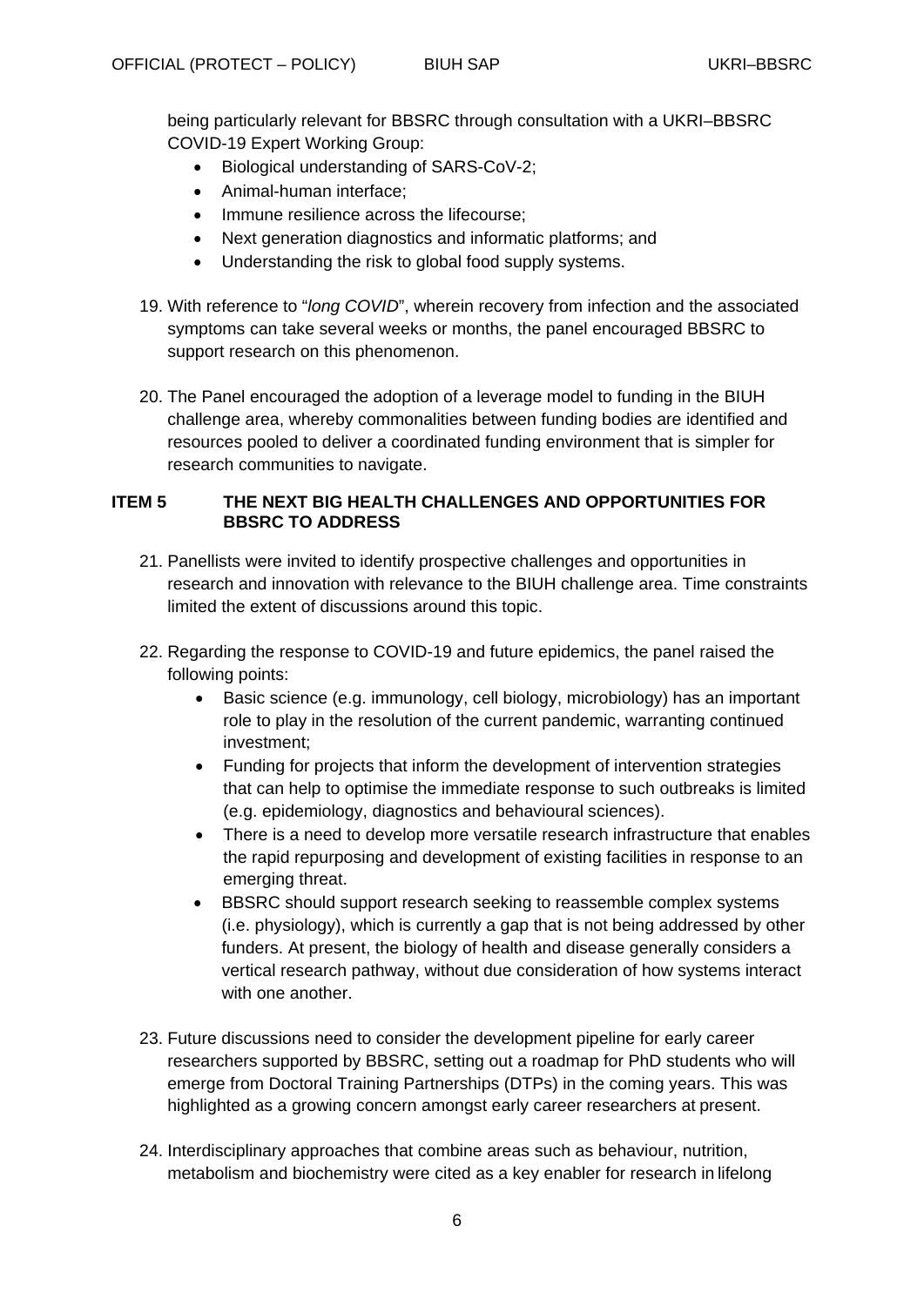being particularly relevant for BBSRC through consultation with a UKRI–BBSRC COVID-19 Expert Working Group:

- Biological understanding of SARS-CoV-2;
- Animal-human interface;
- Immune resilience across the lifecourse;
- Next generation diagnostics and informatic platforms; and
- Understanding the risk to global food supply systems.

19. With reference to "*long COVID*", wherein recovery from infection and the associated symptoms can take several weeks or months, the panel encouraged BBSRC to support research on this phenomenon.

20. The Panel encouraged the adoption of a leverage model to funding in the BIUH challenge area, whereby commonalities between funding bodies are identified and resources pooled to deliver a coordinated funding environment that is simpler for research communities to navigate.

## ITEM 5 THE NEXT BIG HEALTH CHALLENGES AND OPPORTUNITIES FOR BBSRC TO ADDRESS

21. Panellists were invited to identify prospective challenges and opportunities in research and innovation with relevance to the BIUH challenge area. Time constraints limited the extent of discussions around this topic.

22. Regarding the response to COVID-19 and future epidemics, the panel raised the following points:
    - Basic science (e.g. immunology, cell biology, microbiology) has an important role to play in the resolution of the current pandemic, warranting continued investment;
    - Funding for projects that inform the development of intervention strategies that can help to optimise the immediate response to such outbreaks is limited (e.g. epidemiology, diagnostics and behavioural sciences).
    - There is a need to develop more versatile research infrastructure that enables the rapid repurposing and development of existing facilities in response to an emerging threat.
    - BBSRC should support research seeking to reassemble complex systems (i.e. physiology), which is currently a gap that is not being addressed by other funders. At present, the biology of health and disease generally considers a vertical research pathway, without due consideration of how systems interact with one another.

23. Future discussions need to consider the development pipeline for early career researchers supported by BBSRC, setting out a roadmap for PhD students who will emerge from Doctoral Training Partnerships (DTPs) in the coming years. This was highlighted as a growing concern amongst early career researchers at present.

24. Interdisciplinary approaches that combine areas such as behaviour, nutrition, metabolism and biochemistry were cited as a key enabler for research in lifelong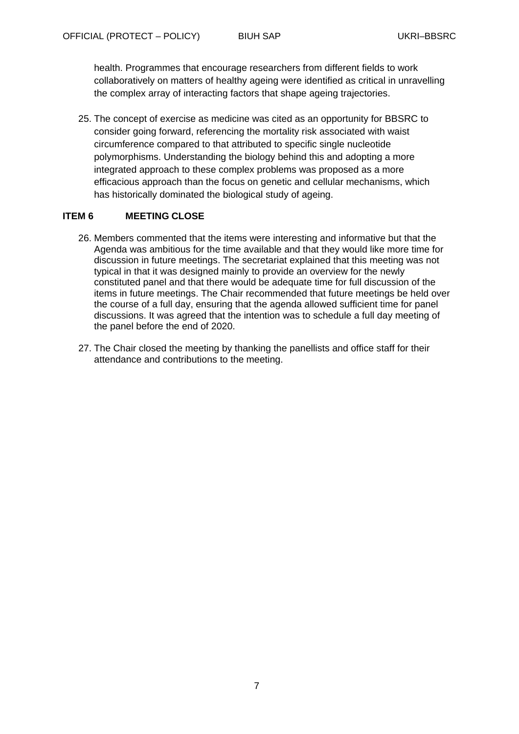health. Programmes that encourage researchers from different fields to work collaboratively on matters of healthy ageing were identified as critical in unravelling the complex array of interacting factors that shape ageing trajectories.

25. The concept of exercise as medicine was cited as an opportunity for BBSRC to consider going forward, referencing the mortality risk associated with waist circumference compared to that attributed to specific single nucleotide polymorphisms. Understanding the biology behind this and adopting a more integrated approach to these complex problems was proposed as a more efficacious approach than the focus on genetic and cellular mechanisms, which has historically dominated the biological study of ageing.

**ITEM 6 MEETING CLOSE**

26. Members commented that the items were interesting and informative but that the Agenda was ambitious for the time available and that they would like more time for discussion in future meetings. The secretariat explained that this meeting was not typical in that it was designed mainly to provide an overview for the newly constituted panel and that there would be adequate time for full discussion of the items in future meetings. The Chair recommended that future meetings be held over the course of a full day, ensuring that the agenda allowed sufficient time for panel discussions. It was agreed that the intention was to schedule a full day meeting of the panel before the end of 2020.

27. The Chair closed the meeting by thanking the panellists and office staff for their attendance and contributions to the meeting.